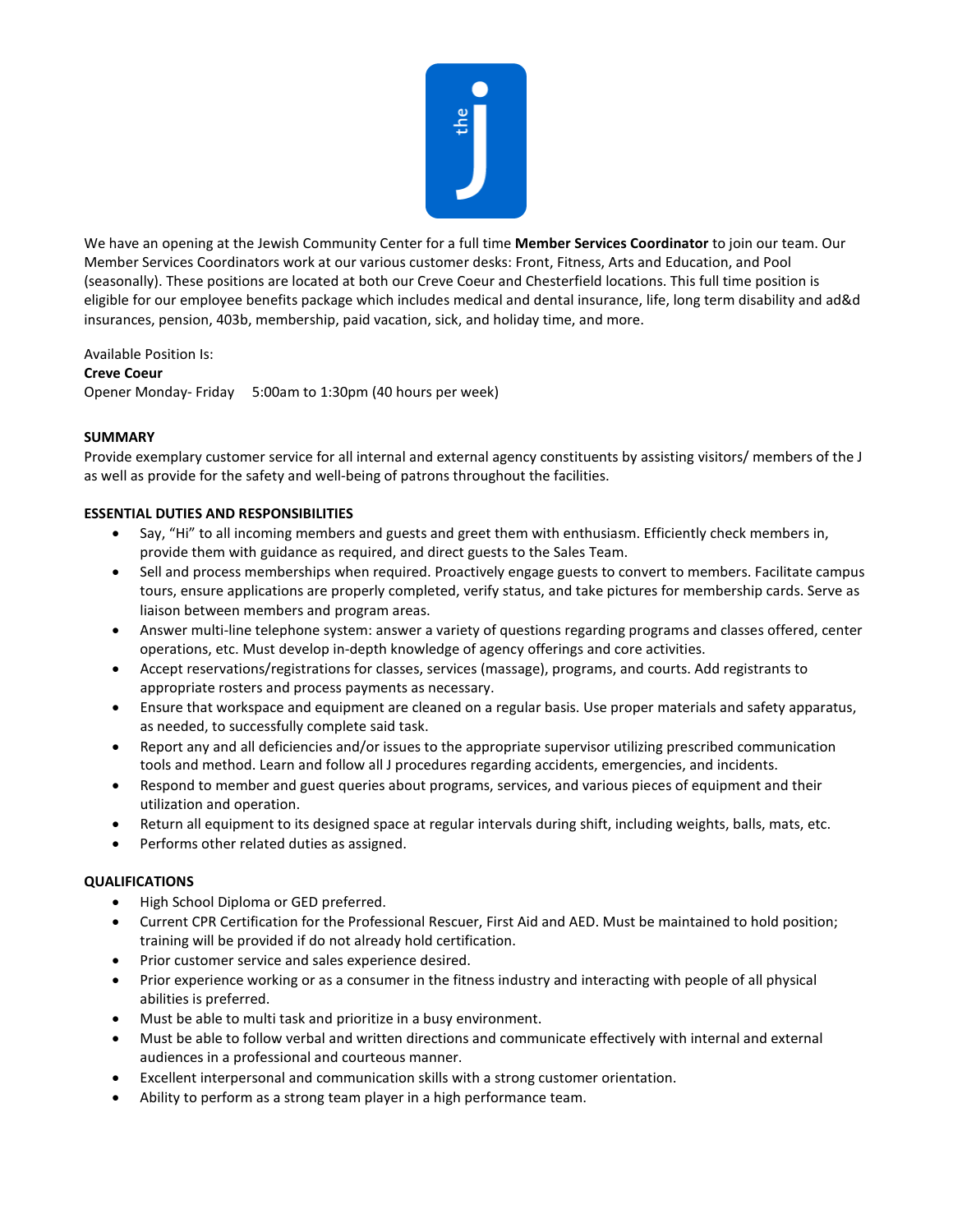We have an opening at the Jewish Community Center for a full time **Member Services Coordinator** to join our team. Our Member Services Coordinators work at our various customer desks: Front, Fitness, Arts and Education, and Pool (seasonally). These positions are located at both our Creve Coeur and Chesterfield locations. This full time position is eligible for our employee benefits package which includes medical and dental insurance, life, long term disability and ad&d insurances, pension, 403b, membership, paid vacation, sick, and holiday time, and more.

Available Position Is:
**Creve Coeur**
Opener Monday- Friday 5:00am to 1:30pm (40 hours per week)

**SUMMARY**

Provide exemplary customer service for all internal and external agency constituents by assisting visitors/ members of the J as well as provide for the safety and well-being of patrons throughout the facilities.

**ESSENTIAL DUTIES AND RESPONSIBILITIES**

- Say, "Hi" to all incoming members and guests and greet them with enthusiasm. Efficiently check members in, provide them with guidance as required, and direct guests to the Sales Team.
- Sell and process memberships when required. Proactively engage guests to convert to members. Facilitate campus tours, ensure applications are properly completed, verify status, and take pictures for membership cards. Serve as liaison between members and program areas.
- Answer multi-line telephone system: answer a variety of questions regarding programs and classes offered, center operations, etc. Must develop in-depth knowledge of agency offerings and core activities.
- Accept reservations/registrations for classes, services (massage), programs, and courts. Add registrants to appropriate rosters and process payments as necessary.
- Ensure that workspace and equipment are cleaned on a regular basis. Use proper materials and safety apparatus, as needed, to successfully complete said task.
- Report any and all deficiencies and/or issues to the appropriate supervisor utilizing prescribed communication tools and method. Learn and follow all J procedures regarding accidents, emergencies, and incidents.
- Respond to member and guest queries about programs, services, and various pieces of equipment and their utilization and operation.
- Return all equipment to its designed space at regular intervals during shift, including weights, balls, mats, etc.
- Performs other related duties as assigned.

**QUALIFICATIONS**

- High School Diploma or GED preferred.
- Current CPR Certification for the Professional Rescuer, First Aid and AED. Must be maintained to hold position; training will be provided if do not already hold certification.
- Prior customer service and sales experience desired.
- Prior experience working or as a consumer in the fitness industry and interacting with people of all physical abilities is preferred.
- Must be able to multi task and prioritize in a busy environment.
- Must be able to follow verbal and written directions and communicate effectively with internal and external audiences in a professional and courteous manner.
- Excellent interpersonal and communication skills with a strong customer orientation.
- Ability to perform as a strong team player in a high performance team.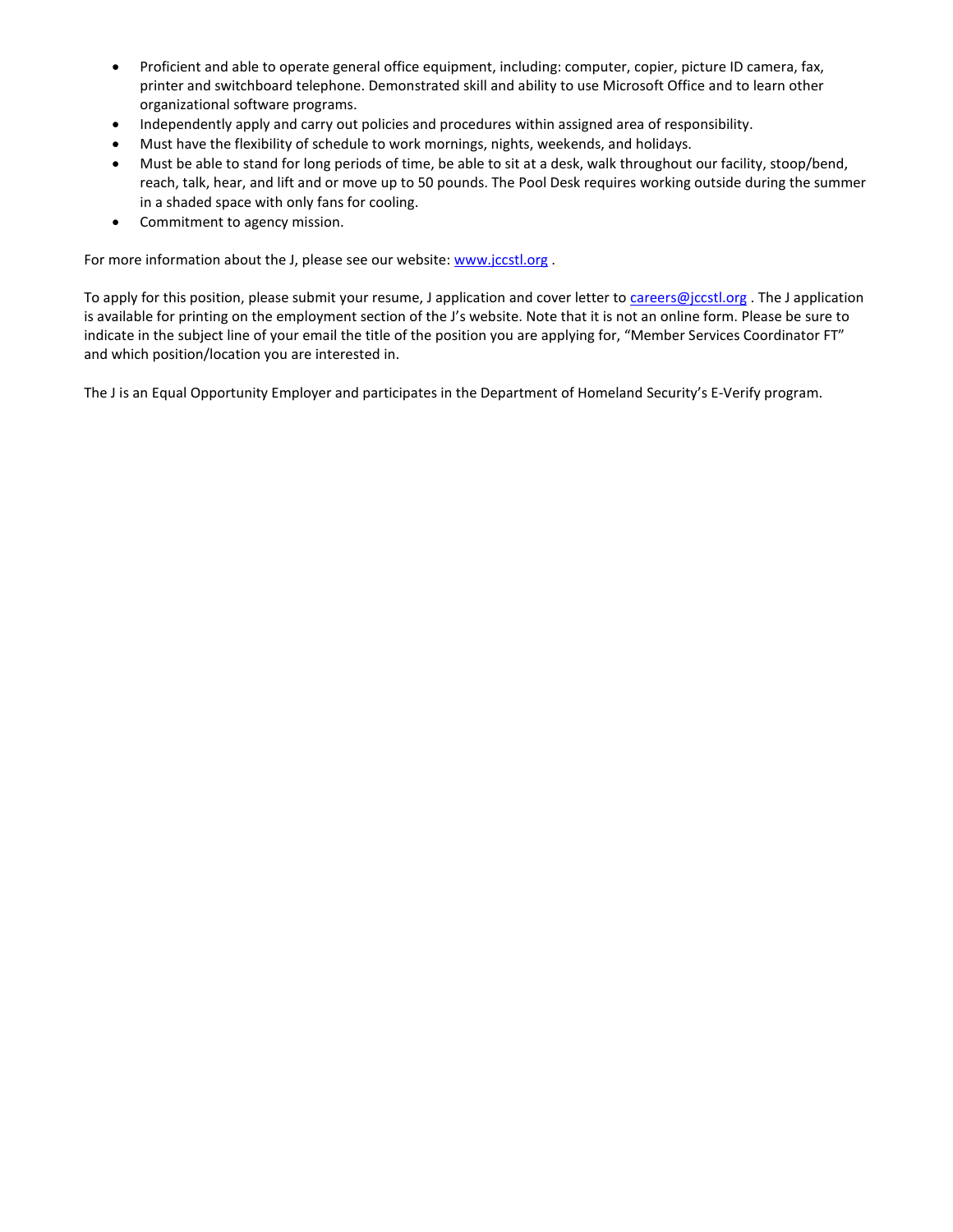- Proficient and able to operate general office equipment, including: computer, copier, picture ID camera, fax, printer and switchboard telephone. Demonstrated skill and ability to use Microsoft Office and to learn other organizational software programs.
- Independently apply and carry out policies and procedures within assigned area of responsibility.
- Must have the flexibility of schedule to work mornings, nights, weekends, and holidays.
- Must be able to stand for long periods of time, be able to sit at a desk, walk throughout our facility, stoop/bend, reach, talk, hear, and lift and or move up to 50 pounds. The Pool Desk requires working outside during the summer in a shaded space with only fans for cooling.
- Commitment to agency mission.

For more information about the J, please see our website: [www.jccstl.org](http://www.jccstl.org) .

To apply for this position, please submit your resume, J application and cover letter to [careers@jccstl.org](mailto:careers@jccstl.org) . The J application is available for printing on the employment section of the J's website. Note that it is not an online form. Please be sure to indicate in the subject line of your email the title of the position you are applying for, "Member Services Coordinator FT" and which position/location you are interested in.

The J is an Equal Opportunity Employer and participates in the Department of Homeland Security's E-Verify program.